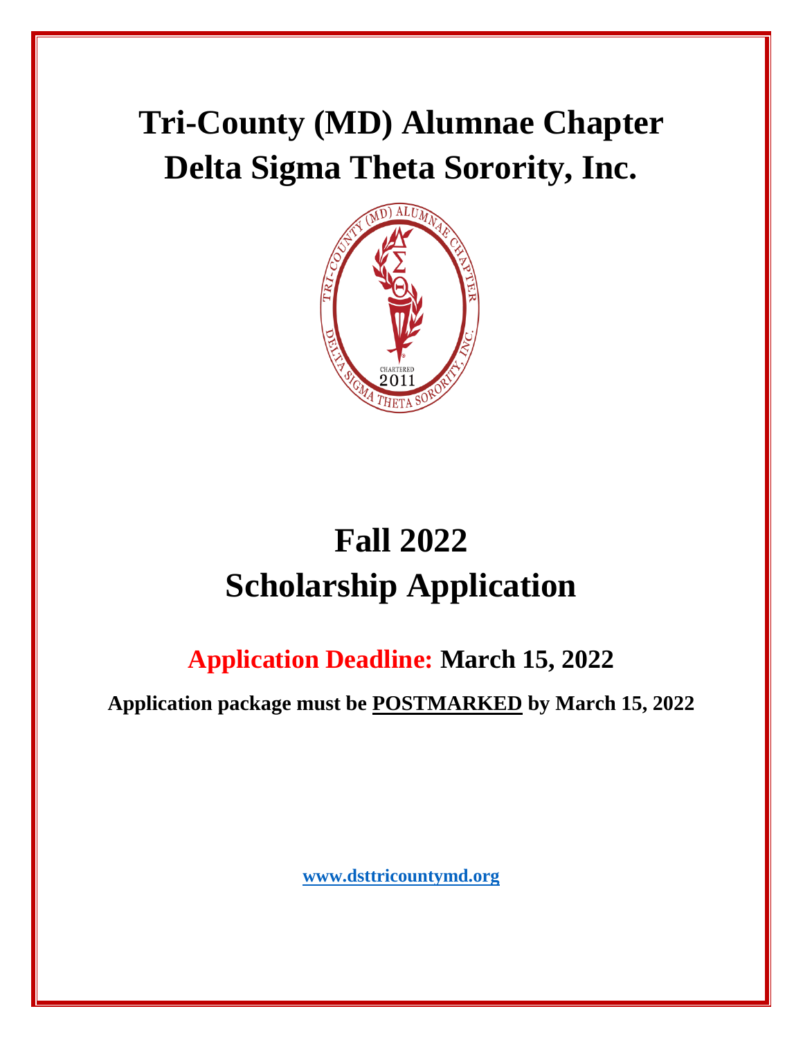# Tri-County (MD) Alumnae Chapter
# Delta Sigma Theta Sorority, Inc.

# Fall 2022
# Scholarship Application

## Application Deadline: March 15, 2022

**Application package must be POSTMARKED by March 15, 2022**

**www.dsttricountymd.org**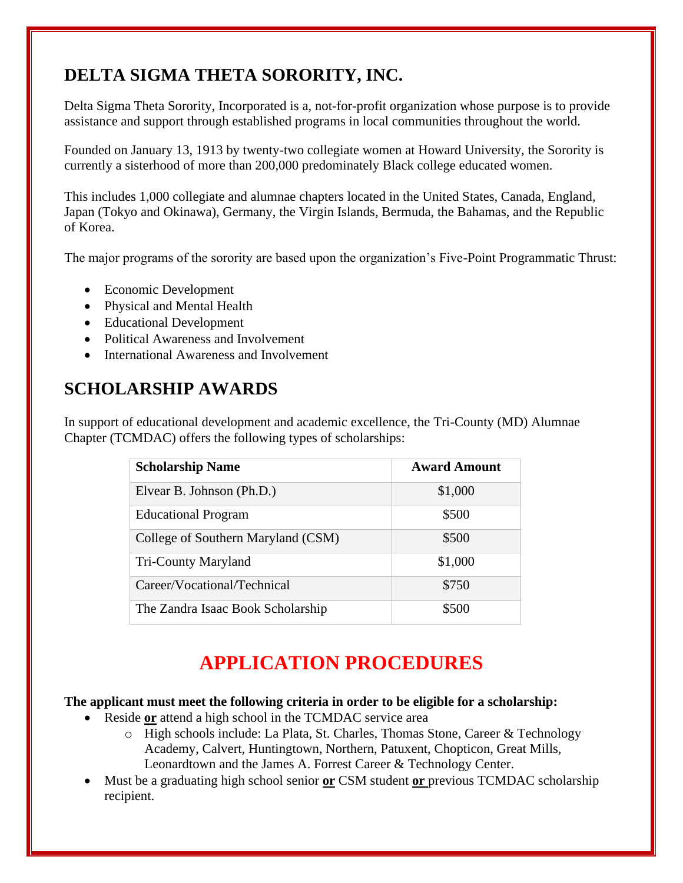## DELTA SIGMA THETA SORORITY, INC.

Delta Sigma Theta Sorority, Incorporated is a, not-for-profit organization whose purpose is to provide assistance and support through established programs in local communities throughout the world.

Founded on January 13, 1913 by twenty-two collegiate women at Howard University, the Sorority is currently a sisterhood of more than 200,000 predominately Black college educated women.

This includes 1,000 collegiate and alumnae chapters located in the United States, Canada, England, Japan (Tokyo and Okinawa), Germany, the Virgin Islands, Bermuda, the Bahamas, and the Republic of Korea.

The major programs of the sorority are based upon the organization's Five-Point Programmatic Thrust:

- Economic Development
- Physical and Mental Health
- Educational Development
- Political Awareness and Involvement
- International Awareness and Involvement

## SCHOLARSHIP AWARDS

In support of educational development and academic excellence, the Tri-County (MD) Alumnae Chapter (TCMDAC) offers the following types of scholarships:

| Scholarship Name | Award Amount |
|---|---|
| Elvear B. Johnson (Ph.D.) | $1,000 |
| Educational Program | $500 |
| College of Southern Maryland (CSM) | $500 |
| Tri-County Maryland | $1,000 |
| Career/Vocational/Technical | $750 |
| The Zandra Isaac Book Scholarship | $500 |

# APPLICATION PROCEDURES

**The applicant must meet the following criteria in order to be eligible for a scholarship:**

- Reside **or** attend a high school in the TCMDAC service area
  - High schools include: La Plata, St. Charles, Thomas Stone, Career & Technology Academy, Calvert, Huntingtown, Northern, Patuxent, Chopticon, Great Mills, Leonardtown and the James A. Forrest Career & Technology Center.
- Must be a graduating high school senior **or** CSM student **or** previous TCMDAC scholarship recipient.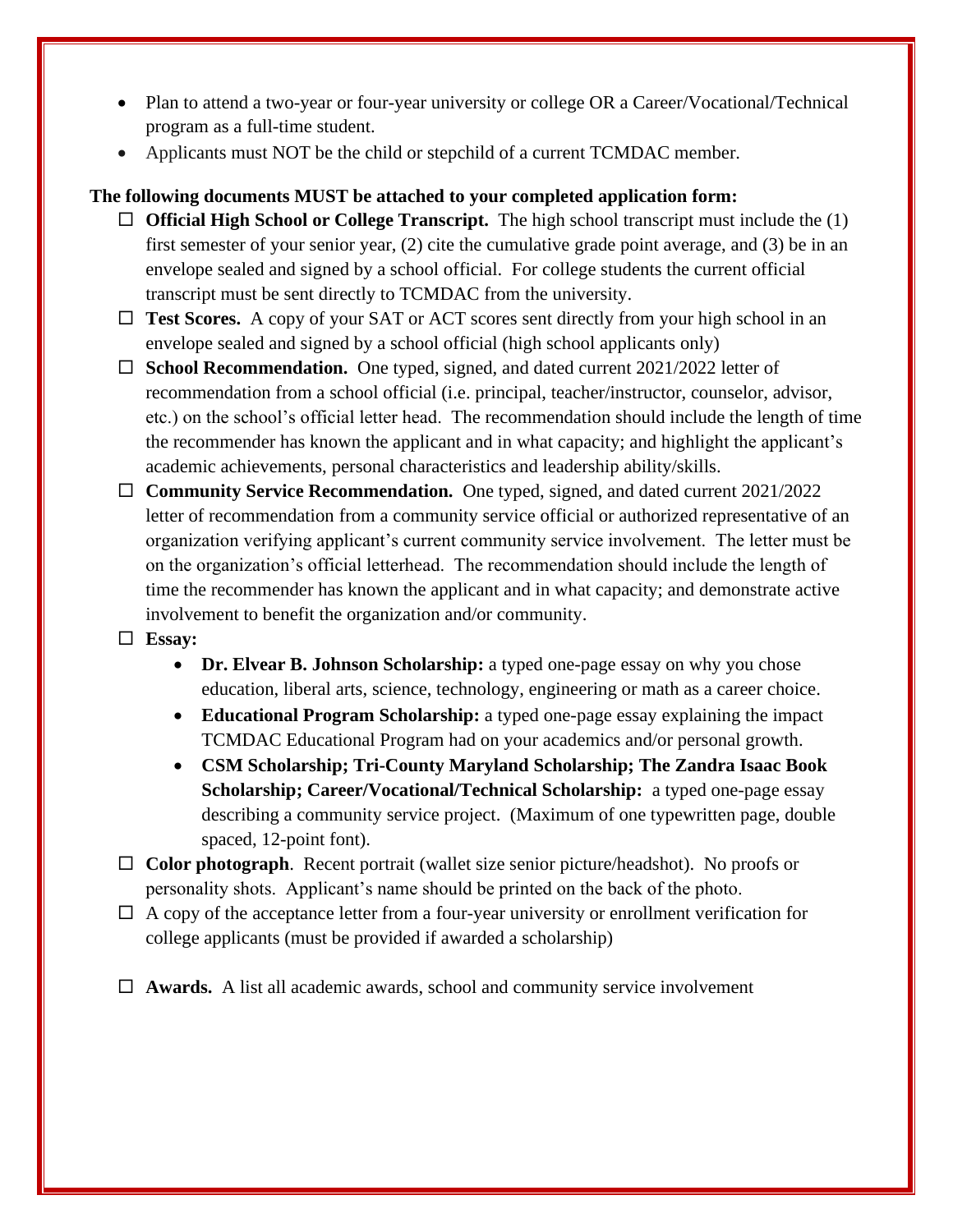- Plan to attend a two-year or four-year university or college OR a Career/Vocational/Technical program as a full-time student.
- Applicants must NOT be the child or stepchild of a current TCMDAC member.

**The following documents MUST be attached to your completed application form:**

- ☐ **Official High School or College Transcript.** The high school transcript must include the (1) first semester of your senior year, (2) cite the cumulative grade point average, and (3) be in an envelope sealed and signed by a school official. For college students the current official transcript must be sent directly to TCMDAC from the university.
- ☐ **Test Scores.** A copy of your SAT or ACT scores sent directly from your high school in an envelope sealed and signed by a school official (high school applicants only)
- ☐ **School Recommendation.** One typed, signed, and dated current 2021/2022 letter of recommendation from a school official (i.e. principal, teacher/instructor, counselor, advisor, etc.) on the school's official letter head. The recommendation should include the length of time the recommender has known the applicant and in what capacity; and highlight the applicant's academic achievements, personal characteristics and leadership ability/skills.
- ☐ **Community Service Recommendation.** One typed, signed, and dated current 2021/2022 letter of recommendation from a community service official or authorized representative of an organization verifying applicant's current community service involvement. The letter must be on the organization's official letterhead. The recommendation should include the length of time the recommender has known the applicant and in what capacity; and demonstrate active involvement to benefit the organization and/or community.
- ☐ **Essay:**
  - **Dr. Elvear B. Johnson Scholarship:** a typed one-page essay on why you chose education, liberal arts, science, technology, engineering or math as a career choice.
  - **Educational Program Scholarship:** a typed one-page essay explaining the impact TCMDAC Educational Program had on your academics and/or personal growth.
  - **CSM Scholarship; Tri-County Maryland Scholarship; The Zandra Isaac Book Scholarship; Career/Vocational/Technical Scholarship:** a typed one-page essay describing a community service project. (Maximum of one typewritten page, double spaced, 12-point font).
- ☐ **Color photograph**. Recent portrait (wallet size senior picture/headshot). No proofs or personality shots. Applicant's name should be printed on the back of the photo.
- ☐ A copy of the acceptance letter from a four-year university or enrollment verification for college applicants (must be provided if awarded a scholarship)
- ☐ **Awards.** A list all academic awards, school and community service involvement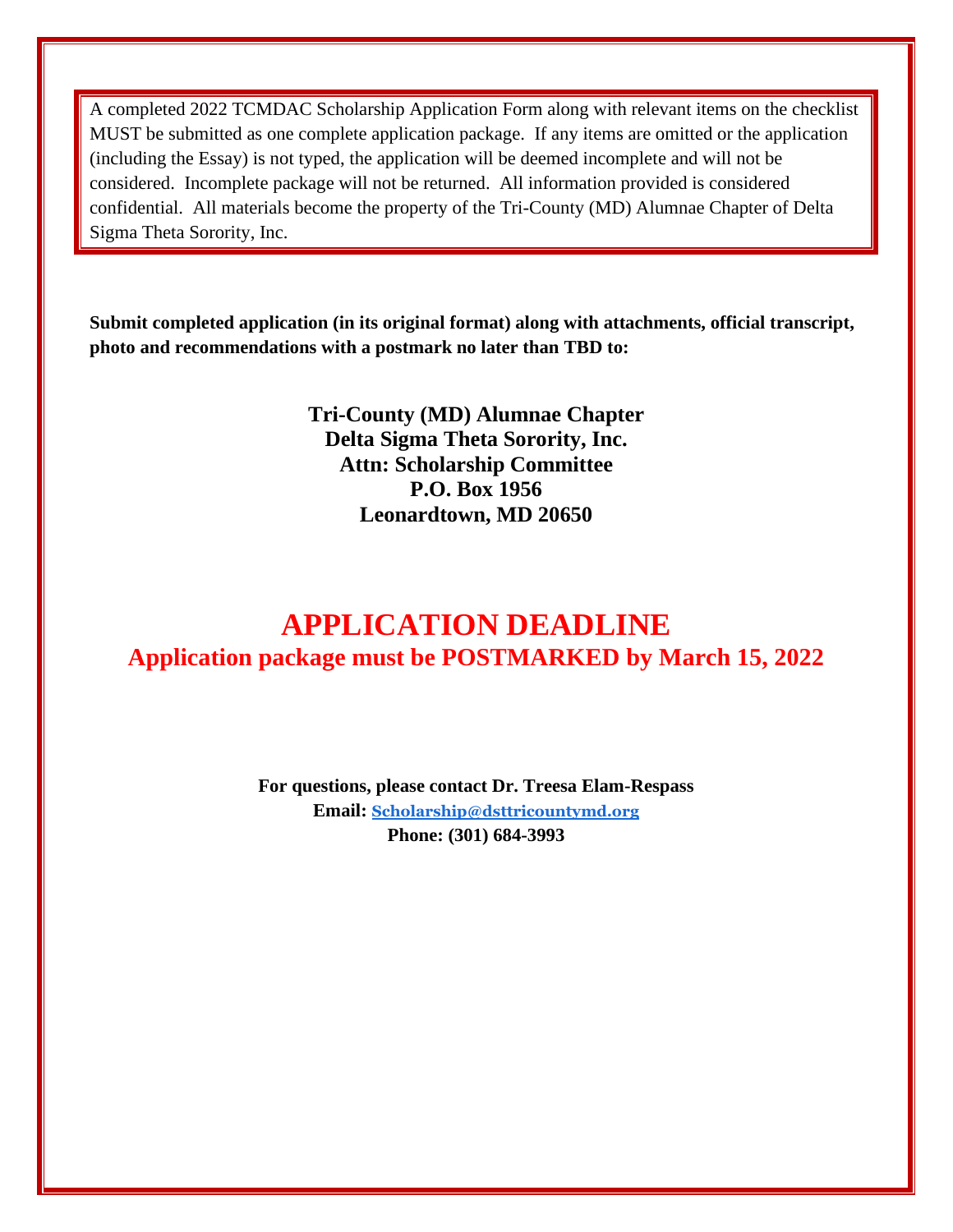A completed 2022 TCMDAC Scholarship Application Form along with relevant items on the checklist MUST be submitted as one complete application package. If any items are omitted or the application (including the Essay) is not typed, the application will be deemed incomplete and will not be considered. Incomplete package will not be returned. All information provided is considered confidential. All materials become the property of the Tri-County (MD) Alumnae Chapter of Delta Sigma Theta Sorority, Inc.

**Submit completed application (in its original format) along with attachments, official transcript, photo and recommendations with a postmark no later than TBD to:**

**Tri-County (MD) Alumnae Chapter**
**Delta Sigma Theta Sorority, Inc.**
**Attn: Scholarship Committee**
**P.O. Box 1956**
**Leonardtown, MD 20650**

# APPLICATION DEADLINE

## Application package must be POSTMARKED by March 15, 2022

**For questions, please contact Dr. Treesa Elam-Respass**
**Email: Scholarship@dsttricountymd.org**
**Phone: (301) 684-3993**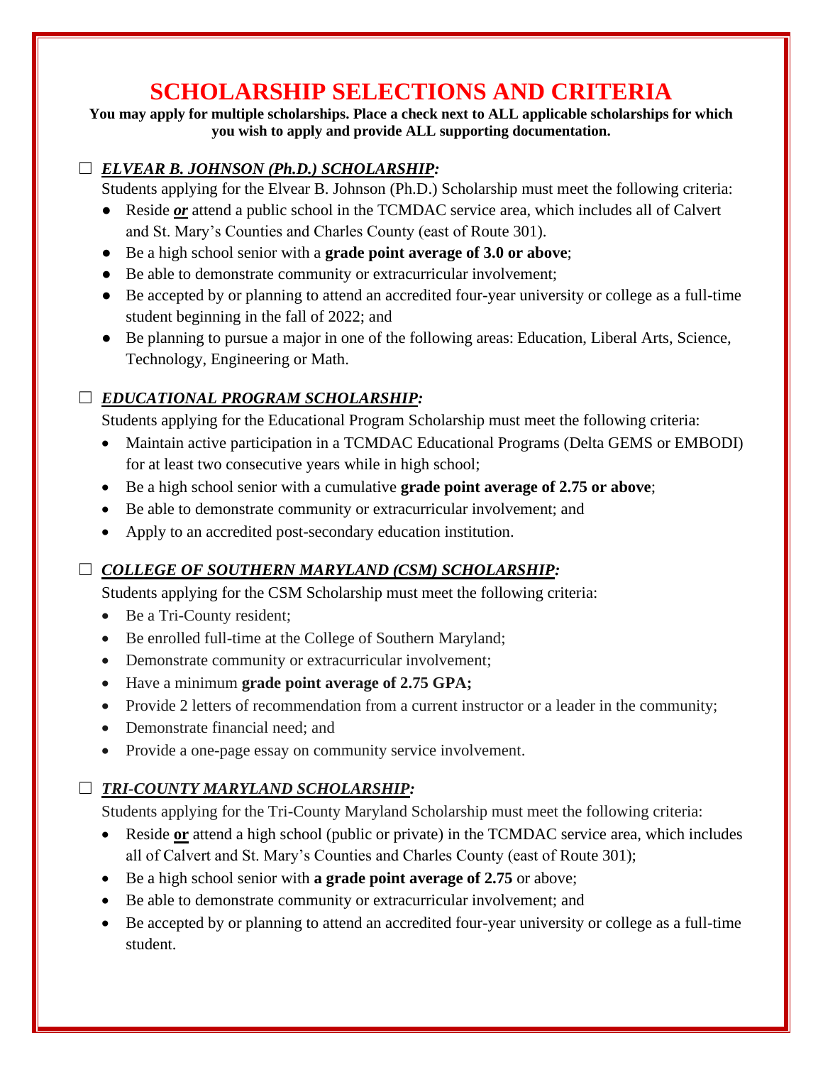# SCHOLARSHIP SELECTIONS AND CRITERIA

**You may apply for multiple scholarships. Place a check next to ALL applicable scholarships for which you wish to apply and provide ALL supporting documentation.**

☐ ***ELVEAR B. JOHNSON (Ph.D.) SCHOLARSHIP:***

Students applying for the Elvear B. Johnson (Ph.D.) Scholarship must meet the following criteria:

- Reside ***or*** attend a public school in the TCMDAC service area, which includes all of Calvert and St. Mary's Counties and Charles County (east of Route 301).
- Be a high school senior with a **grade point average of 3.0 or above**;
- Be able to demonstrate community or extracurricular involvement;
- Be accepted by or planning to attend an accredited four-year university or college as a full-time student beginning in the fall of 2022; and
- Be planning to pursue a major in one of the following areas: Education, Liberal Arts, Science, Technology, Engineering or Math.

☐ ***EDUCATIONAL PROGRAM SCHOLARSHIP:***

Students applying for the Educational Program Scholarship must meet the following criteria:

- Maintain active participation in a TCMDAC Educational Programs (Delta GEMS or EMBODI) for at least two consecutive years while in high school;
- Be a high school senior with a cumulative **grade point average of 2.75 or above**;
- Be able to demonstrate community or extracurricular involvement; and
- Apply to an accredited post-secondary education institution.

☐ ***COLLEGE OF SOUTHERN MARYLAND (CSM) SCHOLARSHIP:***

Students applying for the CSM Scholarship must meet the following criteria:

- Be a Tri-County resident;
- Be enrolled full-time at the College of Southern Maryland;
- Demonstrate community or extracurricular involvement;
- Have a minimum **grade point average of 2.75 GPA;**
- Provide 2 letters of recommendation from a current instructor or a leader in the community;
- Demonstrate financial need; and
- Provide a one-page essay on community service involvement.

☐ ***TRI-COUNTY MARYLAND SCHOLARSHIP:***

Students applying for the Tri-County Maryland Scholarship must meet the following criteria:

- Reside **or** attend a high school (public or private) in the TCMDAC service area, which includes all of Calvert and St. Mary's Counties and Charles County (east of Route 301);
- Be a high school senior with **a grade point average of 2.75** or above;
- Be able to demonstrate community or extracurricular involvement; and
- Be accepted by or planning to attend an accredited four-year university or college as a full-time student.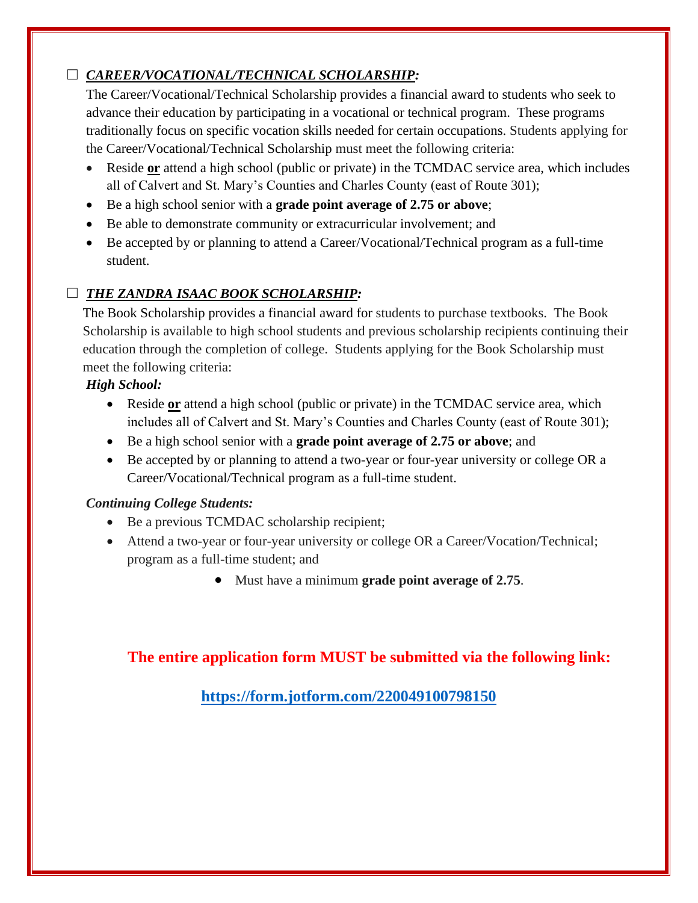☐ ***CAREER/VOCATIONAL/TECHNICAL SCHOLARSHIP:***

The Career/Vocational/Technical Scholarship provides a financial award to students who seek to advance their education by participating in a vocational or technical program. These programs traditionally focus on specific vocation skills needed for certain occupations. Students applying for the Career/Vocational/Technical Scholarship must meet the following criteria:

- Reside **or** attend a high school (public or private) in the TCMDAC service area, which includes all of Calvert and St. Mary's Counties and Charles County (east of Route 301);
- Be a high school senior with a **grade point average of 2.75 or above**;
- Be able to demonstrate community or extracurricular involvement; and
- Be accepted by or planning to attend a Career/Vocational/Technical program as a full-time student.

☐ ***THE ZANDRA ISAAC BOOK SCHOLARSHIP:***

The Book Scholarship provides a financial award for students to purchase textbooks. The Book Scholarship is available to high school students and previous scholarship recipients continuing their education through the completion of college. Students applying for the Book Scholarship must meet the following criteria:

***High School:***

- Reside **or** attend a high school (public or private) in the TCMDAC service area, which includes all of Calvert and St. Mary's Counties and Charles County (east of Route 301);
- Be a high school senior with a **grade point average of 2.75 or above**; and
- Be accepted by or planning to attend a two-year or four-year university or college OR a Career/Vocational/Technical program as a full-time student.

***Continuing College Students:***

- Be a previous TCMDAC scholarship recipient;
- Attend a two-year or four-year university or college OR a Career/Vocation/Technical; program as a full-time student; and
  - Must have a minimum **grade point average of 2.75**.

**The entire application form MUST be submitted via the following link:**

**https://form.jotform.com/220049100798150**